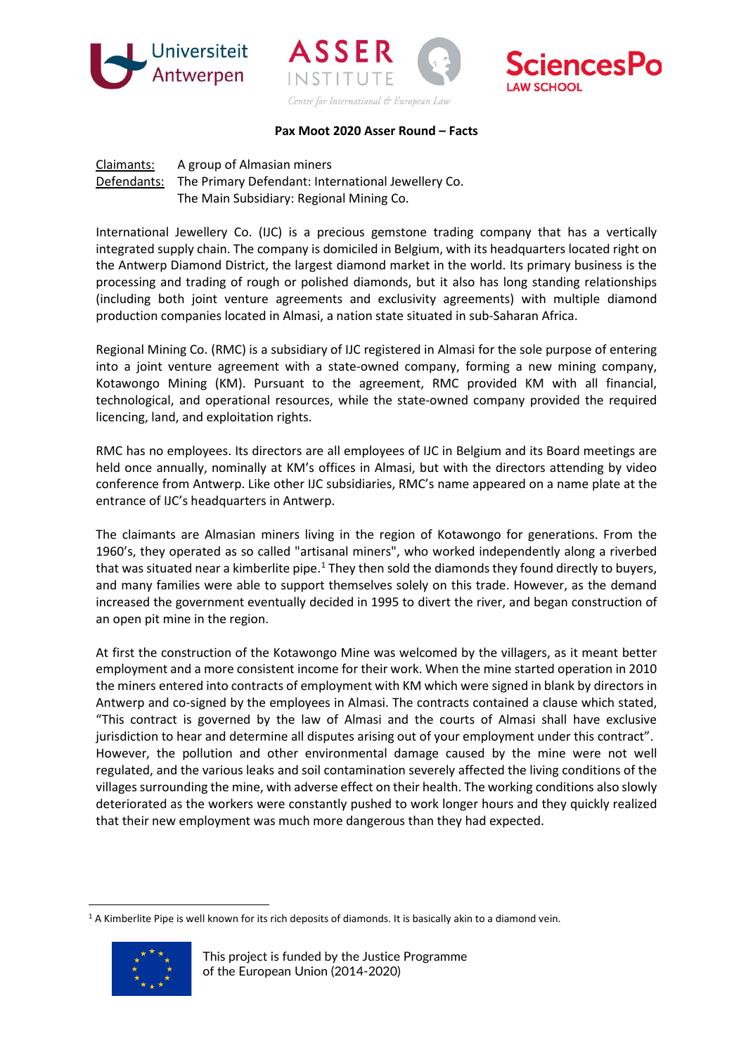**Pax Moot 2020 Asser Round – Facts**

Claimants: A group of Almasian miners
Defendants: The Primary Defendant: International Jewellery Co.
The Main Subsidiary: Regional Mining Co.

International Jewellery Co. (IJC) is a precious gemstone trading company that has a vertically integrated supply chain. The company is domiciled in Belgium, with its headquarters located right on the Antwerp Diamond District, the largest diamond market in the world. Its primary business is the processing and trading of rough or polished diamonds, but it also has long standing relationships (including both joint venture agreements and exclusivity agreements) with multiple diamond production companies located in Almasi, a nation state situated in sub-Saharan Africa.

Regional Mining Co. (RMC) is a subsidiary of IJC registered in Almasi for the sole purpose of entering into a joint venture agreement with a state-owned company, forming a new mining company, Kotawongo Mining (KM). Pursuant to the agreement, RMC provided KM with all financial, technological, and operational resources, while the state-owned company provided the required licencing, land, and exploitation rights.

RMC has no employees. Its directors are all employees of IJC in Belgium and its Board meetings are held once annually, nominally at KM's offices in Almasi, but with the directors attending by video conference from Antwerp. Like other IJC subsidiaries, RMC's name appeared on a name plate at the entrance of IJC's headquarters in Antwerp.

The claimants are Almasian miners living in the region of Kotawongo for generations. From the 1960's, they operated as so called "artisanal miners", who worked independently along a riverbed that was situated near a kimberlite pipe.[1] They then sold the diamonds they found directly to buyers, and many families were able to support themselves solely on this trade. However, as the demand increased the government eventually decided in 1995 to divert the river, and began construction of an open pit mine in the region.

At first the construction of the Kotawongo Mine was welcomed by the villagers, as it meant better employment and a more consistent income for their work. When the mine started operation in 2010 the miners entered into contracts of employment with KM which were signed in blank by directors in Antwerp and co-signed by the employees in Almasi. The contracts contained a clause which stated, "This contract is governed by the law of Almasi and the courts of Almasi shall have exclusive jurisdiction to hear and determine all disputes arising out of your employment under this contract". However, the pollution and other environmental damage caused by the mine were not well regulated, and the various leaks and soil contamination severely affected the living conditions of the villages surrounding the mine, with adverse effect on their health. The working conditions also slowly deteriorated as the workers were constantly pushed to work longer hours and they quickly realized that their new employment was much more dangerous than they had expected.

[1] A Kimberlite Pipe is well known for its rich deposits of diamonds. It is basically akin to a diamond vein.

This project is funded by the Justice Programme of the European Union (2014-2020)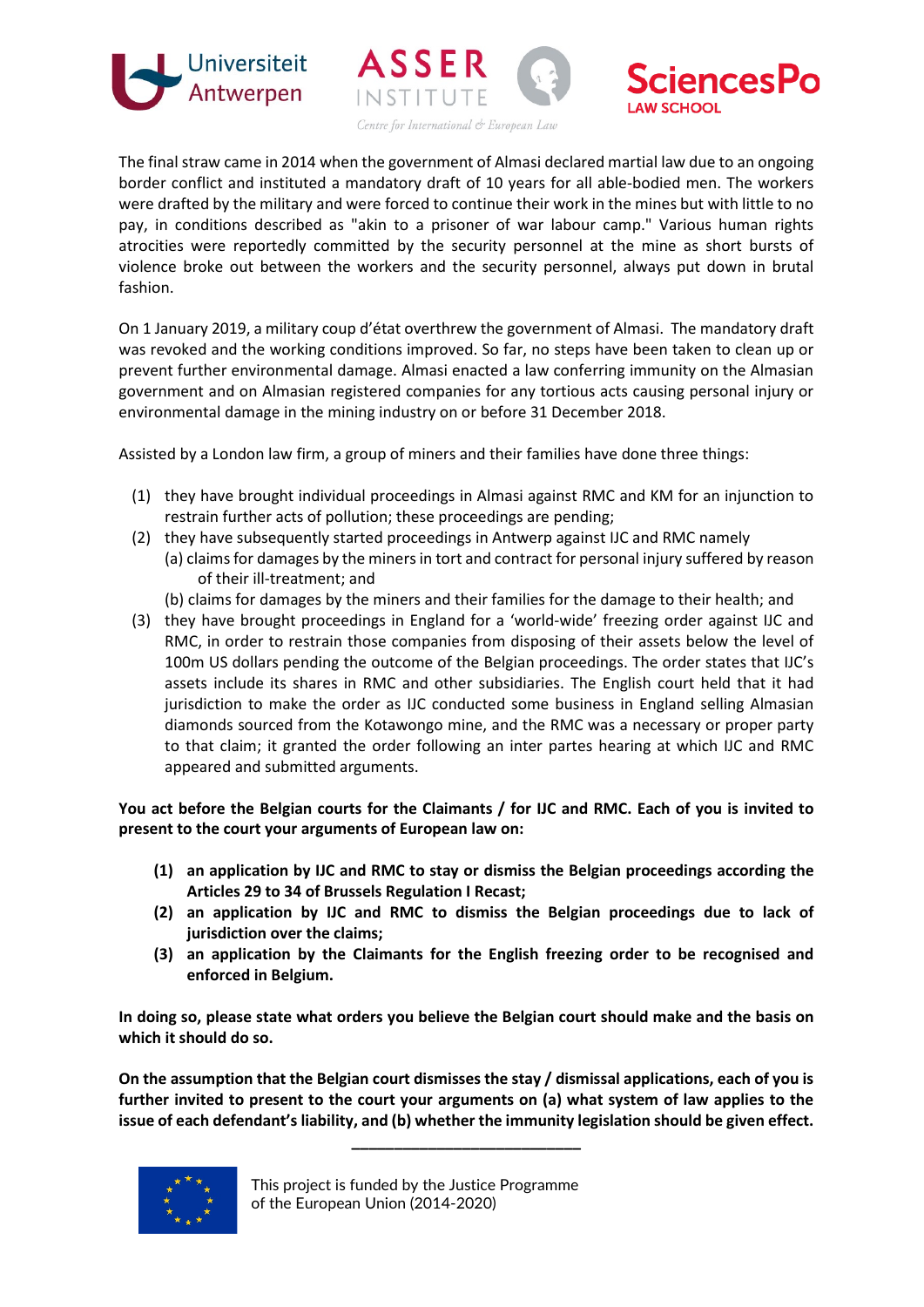The final straw came in 2014 when the government of Almasi declared martial law due to an ongoing border conflict and instituted a mandatory draft of 10 years for all able-bodied men. The workers were drafted by the military and were forced to continue their work in the mines but with little to no pay, in conditions described as "akin to a prisoner of war labour camp." Various human rights atrocities were reportedly committed by the security personnel at the mine as short bursts of violence broke out between the workers and the security personnel, always put down in brutal fashion.

On 1 January 2019, a military coup d'état overthrew the government of Almasi. The mandatory draft was revoked and the working conditions improved. So far, no steps have been taken to clean up or prevent further environmental damage. Almasi enacted a law conferring immunity on the Almasian government and on Almasian registered companies for any tortious acts causing personal injury or environmental damage in the mining industry on or before 31 December 2018.

Assisted by a London law firm, a group of miners and their families have done three things:

(1) they have brought individual proceedings in Almasi against RMC and KM for an injunction to restrain further acts of pollution; these proceedings are pending;
(2) they have subsequently started proceedings in Antwerp against IJC and RMC namely
    (a) claims for damages by the miners in tort and contract for personal injury suffered by reason of their ill-treatment; and
    (b) claims for damages by the miners and their families for the damage to their health; and
(3) they have brought proceedings in England for a 'world-wide' freezing order against IJC and RMC, in order to restrain those companies from disposing of their assets below the level of 100m US dollars pending the outcome of the Belgian proceedings. The order states that IJC's assets include its shares in RMC and other subsidiaries. The English court held that it had jurisdiction to make the order as IJC conducted some business in England selling Almasian diamonds sourced from the Kotawongo mine, and the RMC was a necessary or proper party to that claim; it granted the order following an inter partes hearing at which IJC and RMC appeared and submitted arguments.

**You act before the Belgian courts for the Claimants / for IJC and RMC. Each of you is invited to present to the court your arguments of European law on:**

**(1) an application by IJC and RMC to stay or dismiss the Belgian proceedings according the Articles 29 to 34 of Brussels Regulation I Recast;**
**(2) an application by IJC and RMC to dismiss the Belgian proceedings due to lack of jurisdiction over the claims;**
**(3) an application by the Claimants for the English freezing order to be recognised and enforced in Belgium.**

**In doing so, please state what orders you believe the Belgian court should make and the basis on which it should do so.**

**On the assumption that the Belgian court dismisses the stay / dismissal applications, each of you is further invited to present to the court your arguments on (a) what system of law applies to the issue of each defendant's liability, and (b) whether the immunity legislation should be given effect.**

\_\_\_\_\_\_\_\_\_\_\_\_\_\_\_\_\_\_\_\_\_\_\_\_\_\_\_\_

This project is funded by the Justice Programme of the European Union (2014-2020)